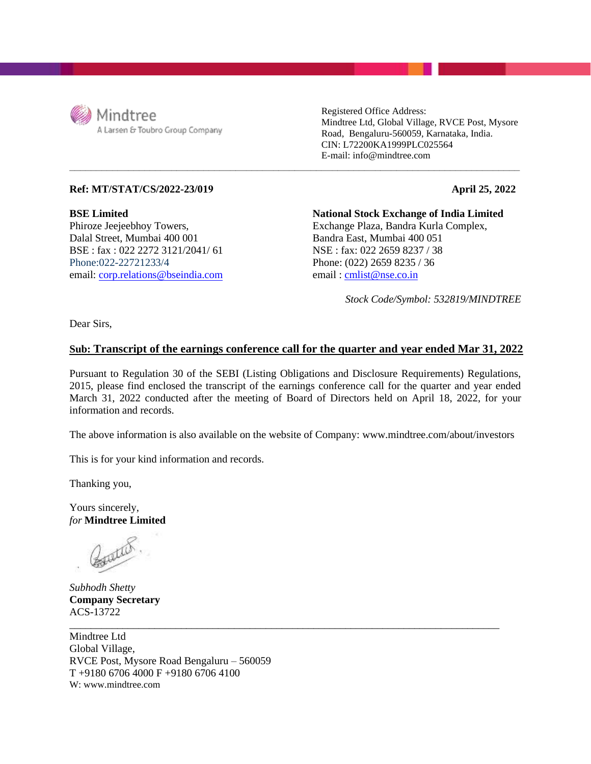Mindtree
A Larsen & Toubro Group Company

Registered Office Address:
Mindtree Ltd, Global Village, RVCE Post, Mysore Road, Bengaluru-560059, Karnataka, India.
CIN: L72200KA1999PLC025564
E-mail: info@mindtree.com

**Ref: MT/STAT/CS/2022-23/019** **April 25, 2022**

**BSE Limited**
Phiroze Jeejeebhoy Towers,
Dalal Street, Mumbai 400 001
BSE : fax : 022 2272 3121/2041/ 61
Phone:022-22721233/4
email: corp.relations@bseindia.com

**National Stock Exchange of India Limited**
Exchange Plaza, Bandra Kurla Complex,
Bandra East, Mumbai 400 051
NSE : fax: 022 2659 8237 / 38
Phone: (022) 2659 8235 / 36
email : cmlist@nse.co.in

*Stock Code/Symbol: 532819/MINDTREE*

Dear Sirs,

**Sub: Transcript of the earnings conference call for the quarter and year ended Mar 31, 2022**

Pursuant to Regulation 30 of the SEBI (Listing Obligations and Disclosure Requirements) Regulations, 2015, please find enclosed the transcript of the earnings conference call for the quarter and year ended March 31, 2022 conducted after the meeting of Board of Directors held on April 18, 2022, for your information and records.

The above information is also available on the website of Company: www.mindtree.com/about/investors

This is for your kind information and records.

Thanking you,

Yours sincerely,
*for* **Mindtree Limited**

*Subhodh Shetty*
**Company Secretary**
ACS-13722

---

Mindtree Ltd
Global Village,
RVCE Post, Mysore Road Bengaluru – 560059
T +9180 6706 4000 F +9180 6706 4100
W: www.mindtree.com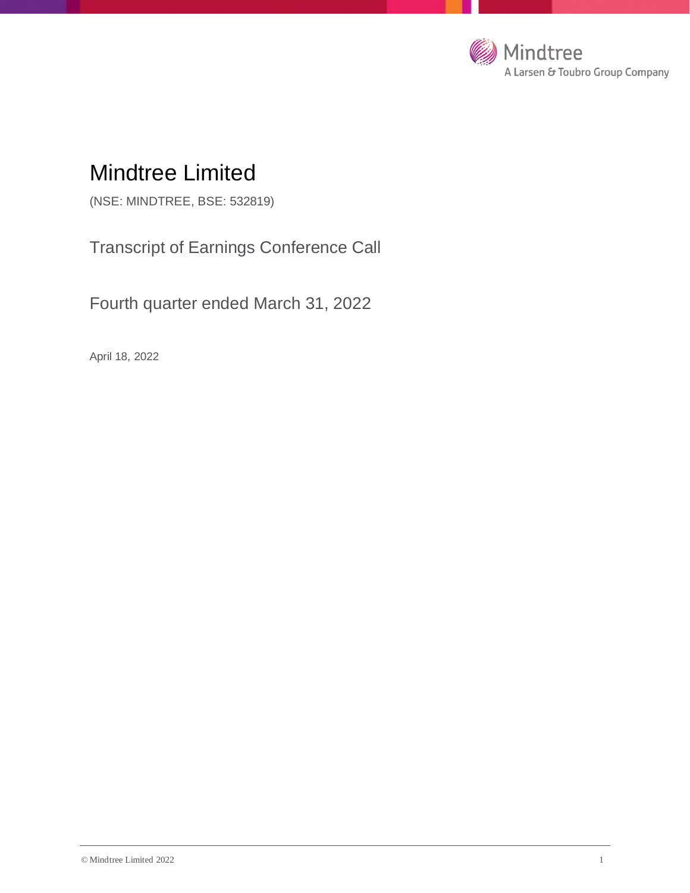# Mindtree Limited

(NSE: MINDTREE, BSE: 532819)

## Transcript of Earnings Conference Call

## Fourth quarter ended March 31, 2022

April 18, 2022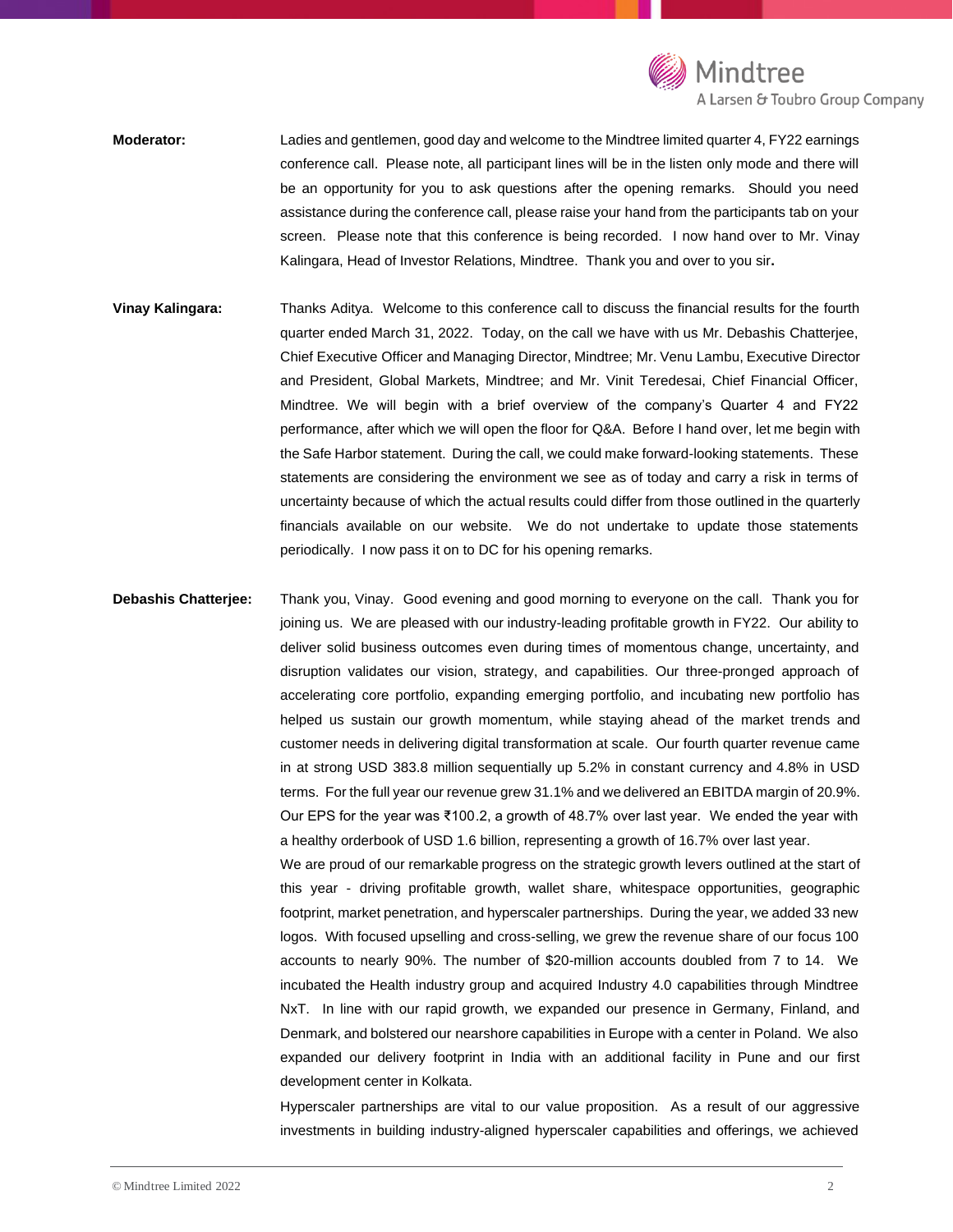**Moderator:** Ladies and gentlemen, good day and welcome to the Mindtree limited quarter 4, FY22 earnings conference call. Please note, all participant lines will be in the listen only mode and there will be an opportunity for you to ask questions after the opening remarks. Should you need assistance during the conference call, please raise your hand from the participants tab on your screen. Please note that this conference is being recorded. I now hand over to Mr. Vinay Kalingara, Head of Investor Relations, Mindtree. Thank you and over to you sir**.**

**Vinay Kalingara:** Thanks Aditya. Welcome to this conference call to discuss the financial results for the fourth quarter ended March 31, 2022. Today, on the call we have with us Mr. Debashis Chatterjee, Chief Executive Officer and Managing Director, Mindtree; Mr. Venu Lambu, Executive Director and President, Global Markets, Mindtree; and Mr. Vinit Teredesai, Chief Financial Officer, Mindtree. We will begin with a brief overview of the company's Quarter 4 and FY22 performance, after which we will open the floor for Q&A. Before I hand over, let me begin with the Safe Harbor statement. During the call, we could make forward-looking statements. These statements are considering the environment we see as of today and carry a risk in terms of uncertainty because of which the actual results could differ from those outlined in the quarterly financials available on our website. We do not undertake to update those statements periodically. I now pass it on to DC for his opening remarks.

**Debashis Chatterjee:** Thank you, Vinay. Good evening and good morning to everyone on the call. Thank you for joining us. We are pleased with our industry-leading profitable growth in FY22. Our ability to deliver solid business outcomes even during times of momentous change, uncertainty, and disruption validates our vision, strategy, and capabilities. Our three-pronged approach of accelerating core portfolio, expanding emerging portfolio, and incubating new portfolio has helped us sustain our growth momentum, while staying ahead of the market trends and customer needs in delivering digital transformation at scale. Our fourth quarter revenue came in at strong USD 383.8 million sequentially up 5.2% in constant currency and 4.8% in USD terms. For the full year our revenue grew 31.1% and we delivered an EBITDA margin of 20.9%. Our EPS for the year was ₹100.2, a growth of 48.7% over last year. We ended the year with a healthy orderbook of USD 1.6 billion, representing a growth of 16.7% over last year.

We are proud of our remarkable progress on the strategic growth levers outlined at the start of this year - driving profitable growth, wallet share, whitespace opportunities, geographic footprint, market penetration, and hyperscaler partnerships. During the year, we added 33 new logos. With focused upselling and cross-selling, we grew the revenue share of our focus 100 accounts to nearly 90%. The number of $20-million accounts doubled from 7 to 14. We incubated the Health industry group and acquired Industry 4.0 capabilities through Mindtree NxT. In line with our rapid growth, we expanded our presence in Germany, Finland, and Denmark, and bolstered our nearshore capabilities in Europe with a center in Poland. We also expanded our delivery footprint in India with an additional facility in Pune and our first development center in Kolkata.

Hyperscaler partnerships are vital to our value proposition. As a result of our aggressive investments in building industry-aligned hyperscaler capabilities and offerings, we achieved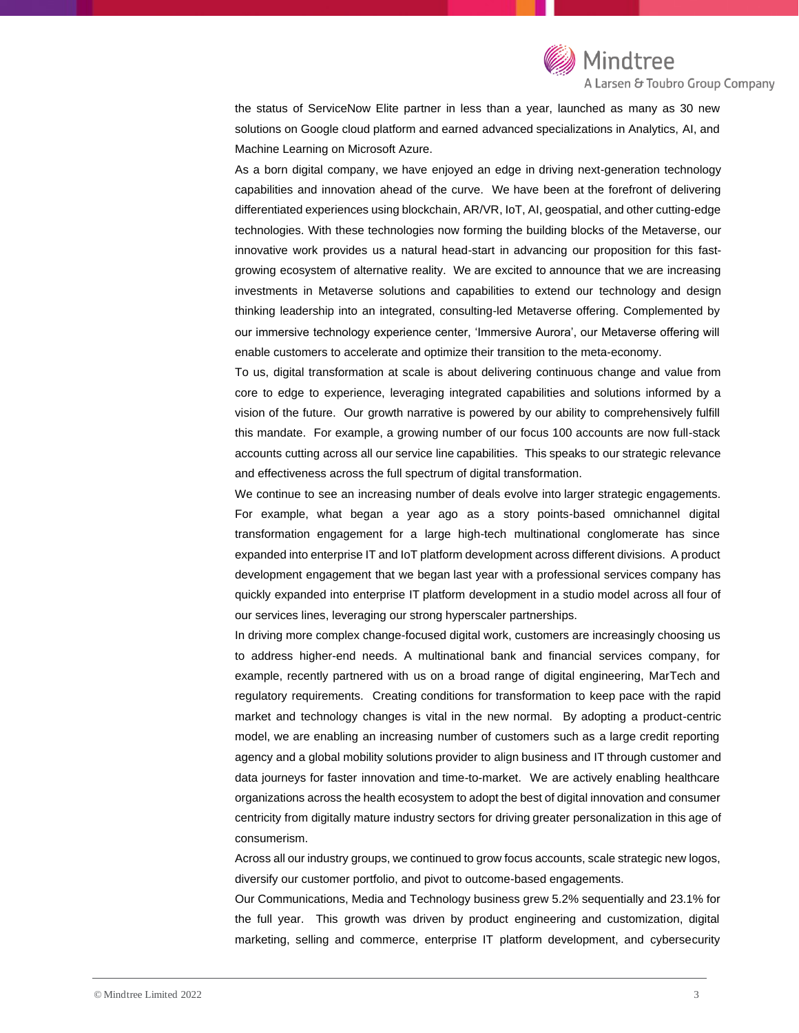the status of ServiceNow Elite partner in less than a year, launched as many as 30 new solutions on Google cloud platform and earned advanced specializations in Analytics, AI, and Machine Learning on Microsoft Azure.

As a born digital company, we have enjoyed an edge in driving next-generation technology capabilities and innovation ahead of the curve. We have been at the forefront of delivering differentiated experiences using blockchain, AR/VR, IoT, AI, geospatial, and other cutting-edge technologies. With these technologies now forming the building blocks of the Metaverse, our innovative work provides us a natural head-start in advancing our proposition for this fast-growing ecosystem of alternative reality. We are excited to announce that we are increasing investments in Metaverse solutions and capabilities to extend our technology and design thinking leadership into an integrated, consulting-led Metaverse offering. Complemented by our immersive technology experience center, 'Immersive Aurora', our Metaverse offering will enable customers to accelerate and optimize their transition to the meta-economy.

To us, digital transformation at scale is about delivering continuous change and value from core to edge to experience, leveraging integrated capabilities and solutions informed by a vision of the future. Our growth narrative is powered by our ability to comprehensively fulfill this mandate. For example, a growing number of our focus 100 accounts are now full-stack accounts cutting across all our service line capabilities. This speaks to our strategic relevance and effectiveness across the full spectrum of digital transformation.

We continue to see an increasing number of deals evolve into larger strategic engagements. For example, what began a year ago as a story points-based omnichannel digital transformation engagement for a large high-tech multinational conglomerate has since expanded into enterprise IT and IoT platform development across different divisions. A product development engagement that we began last year with a professional services company has quickly expanded into enterprise IT platform development in a studio model across all four of our services lines, leveraging our strong hyperscaler partnerships.

In driving more complex change-focused digital work, customers are increasingly choosing us to address higher-end needs. A multinational bank and financial services company, for example, recently partnered with us on a broad range of digital engineering, MarTech and regulatory requirements. Creating conditions for transformation to keep pace with the rapid market and technology changes is vital in the new normal. By adopting a product-centric model, we are enabling an increasing number of customers such as a large credit reporting agency and a global mobility solutions provider to align business and IT through customer and data journeys for faster innovation and time-to-market. We are actively enabling healthcare organizations across the health ecosystem to adopt the best of digital innovation and consumer centricity from digitally mature industry sectors for driving greater personalization in this age of consumerism.

Across all our industry groups, we continued to grow focus accounts, scale strategic new logos, diversify our customer portfolio, and pivot to outcome-based engagements.

Our Communications, Media and Technology business grew 5.2% sequentially and 23.1% for the full year. This growth was driven by product engineering and customization, digital marketing, selling and commerce, enterprise IT platform development, and cybersecurity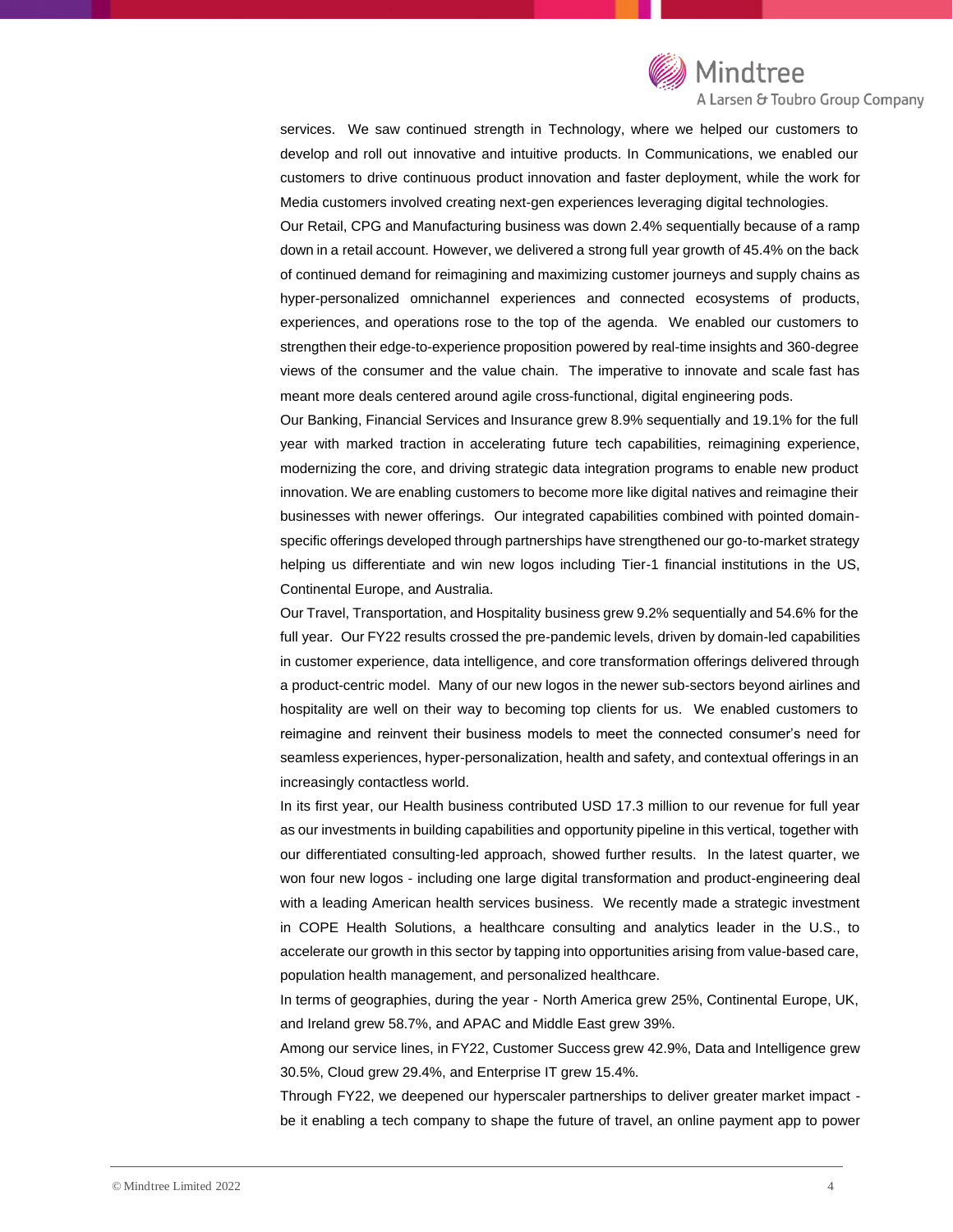services. We saw continued strength in Technology, where we helped our customers to develop and roll out innovative and intuitive products. In Communications, we enabled our customers to drive continuous product innovation and faster deployment, while the work for Media customers involved creating next-gen experiences leveraging digital technologies.

Our Retail, CPG and Manufacturing business was down 2.4% sequentially because of a ramp down in a retail account. However, we delivered a strong full year growth of 45.4% on the back of continued demand for reimagining and maximizing customer journeys and supply chains as hyper-personalized omnichannel experiences and connected ecosystems of products, experiences, and operations rose to the top of the agenda. We enabled our customers to strengthen their edge-to-experience proposition powered by real-time insights and 360-degree views of the consumer and the value chain. The imperative to innovate and scale fast has meant more deals centered around agile cross-functional, digital engineering pods.

Our Banking, Financial Services and Insurance grew 8.9% sequentially and 19.1% for the full year with marked traction in accelerating future tech capabilities, reimagining experience, modernizing the core, and driving strategic data integration programs to enable new product innovation. We are enabling customers to become more like digital natives and reimagine their businesses with newer offerings. Our integrated capabilities combined with pointed domain-specific offerings developed through partnerships have strengthened our go-to-market strategy helping us differentiate and win new logos including Tier-1 financial institutions in the US, Continental Europe, and Australia.

Our Travel, Transportation, and Hospitality business grew 9.2% sequentially and 54.6% for the full year. Our FY22 results crossed the pre-pandemic levels, driven by domain-led capabilities in customer experience, data intelligence, and core transformation offerings delivered through a product-centric model. Many of our new logos in the newer sub-sectors beyond airlines and hospitality are well on their way to becoming top clients for us. We enabled customers to reimagine and reinvent their business models to meet the connected consumer's need for seamless experiences, hyper-personalization, health and safety, and contextual offerings in an increasingly contactless world.

In its first year, our Health business contributed USD 17.3 million to our revenue for full year as our investments in building capabilities and opportunity pipeline in this vertical, together with our differentiated consulting-led approach, showed further results. In the latest quarter, we won four new logos - including one large digital transformation and product-engineering deal with a leading American health services business. We recently made a strategic investment in COPE Health Solutions, a healthcare consulting and analytics leader in the U.S., to accelerate our growth in this sector by tapping into opportunities arising from value-based care, population health management, and personalized healthcare.

In terms of geographies, during the year - North America grew 25%, Continental Europe, UK, and Ireland grew 58.7%, and APAC and Middle East grew 39%.

Among our service lines, in FY22, Customer Success grew 42.9%, Data and Intelligence grew 30.5%, Cloud grew 29.4%, and Enterprise IT grew 15.4%.

Through FY22, we deepened our hyperscaler partnerships to deliver greater market impact - be it enabling a tech company to shape the future of travel, an online payment app to power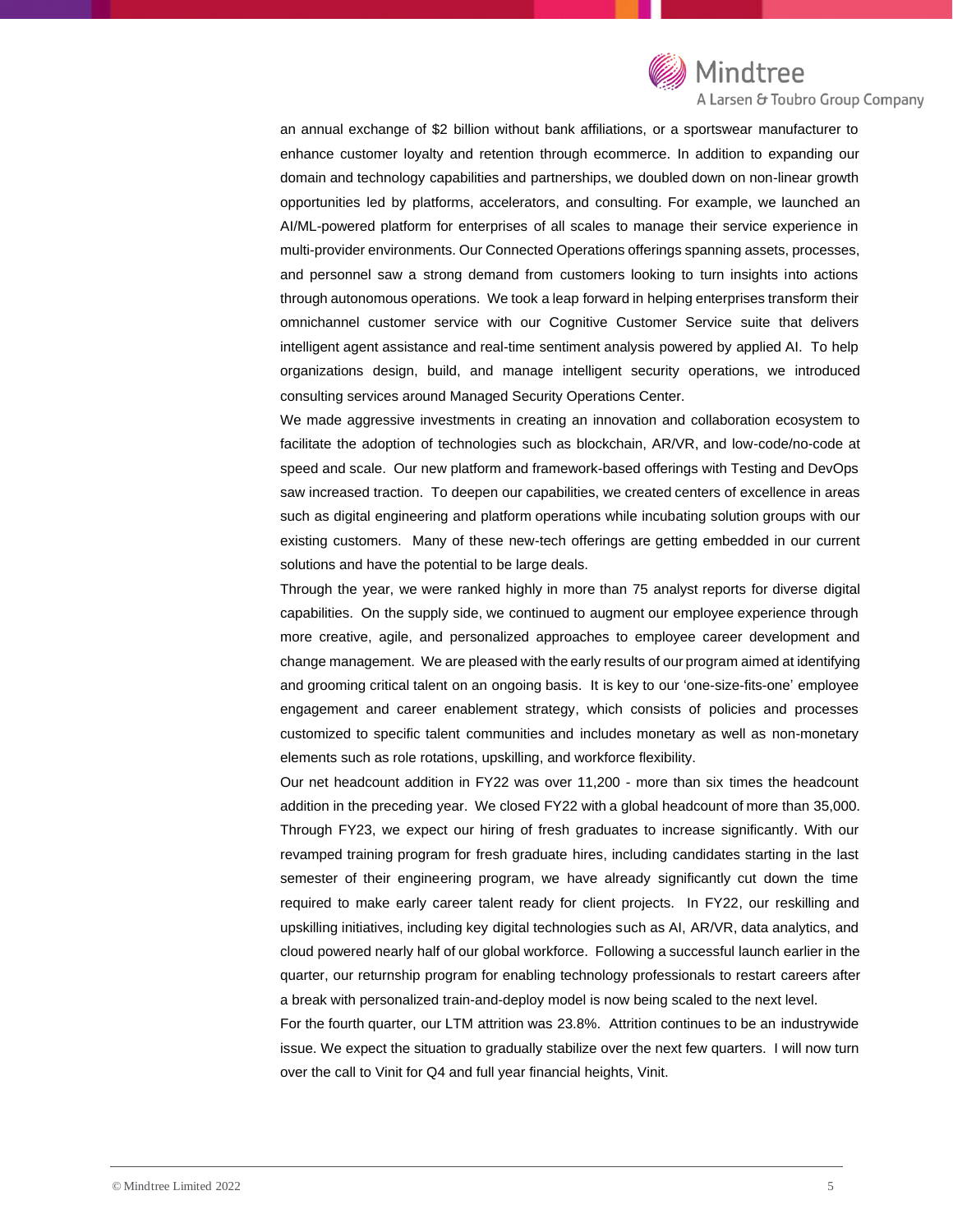an annual exchange of $2 billion without bank affiliations, or a sportswear manufacturer to enhance customer loyalty and retention through ecommerce. In addition to expanding our domain and technology capabilities and partnerships, we doubled down on non-linear growth opportunities led by platforms, accelerators, and consulting. For example, we launched an AI/ML-powered platform for enterprises of all scales to manage their service experience in multi-provider environments. Our Connected Operations offerings spanning assets, processes, and personnel saw a strong demand from customers looking to turn insights into actions through autonomous operations. We took a leap forward in helping enterprises transform their omnichannel customer service with our Cognitive Customer Service suite that delivers intelligent agent assistance and real-time sentiment analysis powered by applied AI. To help organizations design, build, and manage intelligent security operations, we introduced consulting services around Managed Security Operations Center.

We made aggressive investments in creating an innovation and collaboration ecosystem to facilitate the adoption of technologies such as blockchain, AR/VR, and low-code/no-code at speed and scale. Our new platform and framework-based offerings with Testing and DevOps saw increased traction. To deepen our capabilities, we created centers of excellence in areas such as digital engineering and platform operations while incubating solution groups with our existing customers. Many of these new-tech offerings are getting embedded in our current solutions and have the potential to be large deals.

Through the year, we were ranked highly in more than 75 analyst reports for diverse digital capabilities. On the supply side, we continued to augment our employee experience through more creative, agile, and personalized approaches to employee career development and change management. We are pleased with the early results of our program aimed at identifying and grooming critical talent on an ongoing basis. It is key to our 'one-size-fits-one' employee engagement and career enablement strategy, which consists of policies and processes customized to specific talent communities and includes monetary as well as non-monetary elements such as role rotations, upskilling, and workforce flexibility.

Our net headcount addition in FY22 was over 11,200 - more than six times the headcount addition in the preceding year. We closed FY22 with a global headcount of more than 35,000. Through FY23, we expect our hiring of fresh graduates to increase significantly. With our revamped training program for fresh graduate hires, including candidates starting in the last semester of their engineering program, we have already significantly cut down the time required to make early career talent ready for client projects. In FY22, our reskilling and upskilling initiatives, including key digital technologies such as AI, AR/VR, data analytics, and cloud powered nearly half of our global workforce. Following a successful launch earlier in the quarter, our returnship program for enabling technology professionals to restart careers after a break with personalized train-and-deploy model is now being scaled to the next level.

For the fourth quarter, our LTM attrition was 23.8%. Attrition continues to be an industrywide issue. We expect the situation to gradually stabilize over the next few quarters. I will now turn over the call to Vinit for Q4 and full year financial heights, Vinit.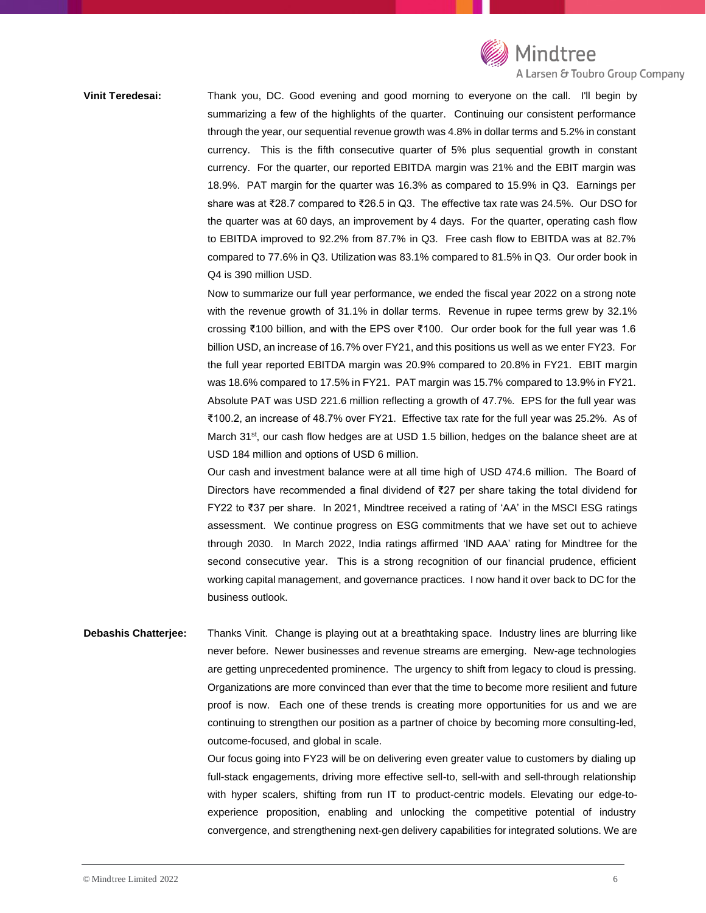**Vinit Teredesai:** Thank you, DC. Good evening and good morning to everyone on the call. I'll begin by summarizing a few of the highlights of the quarter. Continuing our consistent performance through the year, our sequential revenue growth was 4.8% in dollar terms and 5.2% in constant currency. This is the fifth consecutive quarter of 5% plus sequential growth in constant currency. For the quarter, our reported EBITDA margin was 21% and the EBIT margin was 18.9%. PAT margin for the quarter was 16.3% as compared to 15.9% in Q3. Earnings per share was at ₹28.7 compared to ₹26.5 in Q3. The effective tax rate was 24.5%. Our DSO for the quarter was at 60 days, an improvement by 4 days. For the quarter, operating cash flow to EBITDA improved to 92.2% from 87.7% in Q3. Free cash flow to EBITDA was at 82.7% compared to 77.6% in Q3. Utilization was 83.1% compared to 81.5% in Q3. Our order book in Q4 is 390 million USD.

Now to summarize our full year performance, we ended the fiscal year 2022 on a strong note with the revenue growth of 31.1% in dollar terms. Revenue in rupee terms grew by 32.1% crossing ₹100 billion, and with the EPS over ₹100. Our order book for the full year was 1.6 billion USD, an increase of 16.7% over FY21, and this positions us well as we enter FY23. For the full year reported EBITDA margin was 20.9% compared to 20.8% in FY21. EBIT margin was 18.6% compared to 17.5% in FY21. PAT margin was 15.7% compared to 13.9% in FY21. Absolute PAT was USD 221.6 million reflecting a growth of 47.7%. EPS for the full year was ₹100.2, an increase of 48.7% over FY21. Effective tax rate for the full year was 25.2%. As of March 31st, our cash flow hedges are at USD 1.5 billion, hedges on the balance sheet are at USD 184 million and options of USD 6 million.

Our cash and investment balance were at all time high of USD 474.6 million. The Board of Directors have recommended a final dividend of ₹27 per share taking the total dividend for FY22 to ₹37 per share. In 2021, Mindtree received a rating of 'AA' in the MSCI ESG ratings assessment. We continue progress on ESG commitments that we have set out to achieve through 2030. In March 2022, India ratings affirmed 'IND AAA' rating for Mindtree for the second consecutive year. This is a strong recognition of our financial prudence, efficient working capital management, and governance practices. I now hand it over back to DC for the business outlook.

**Debashis Chatterjee:** Thanks Vinit. Change is playing out at a breathtaking space. Industry lines are blurring like never before. Newer businesses and revenue streams are emerging. New-age technologies are getting unprecedented prominence. The urgency to shift from legacy to cloud is pressing. Organizations are more convinced than ever that the time to become more resilient and future proof is now. Each one of these trends is creating more opportunities for us and we are continuing to strengthen our position as a partner of choice by becoming more consulting-led, outcome-focused, and global in scale.

Our focus going into FY23 will be on delivering even greater value to customers by dialing up full-stack engagements, driving more effective sell-to, sell-with and sell-through relationship with hyper scalers, shifting from run IT to product-centric models. Elevating our edge-to-experience proposition, enabling and unlocking the competitive potential of industry convergence, and strengthening next-gen delivery capabilities for integrated solutions. We are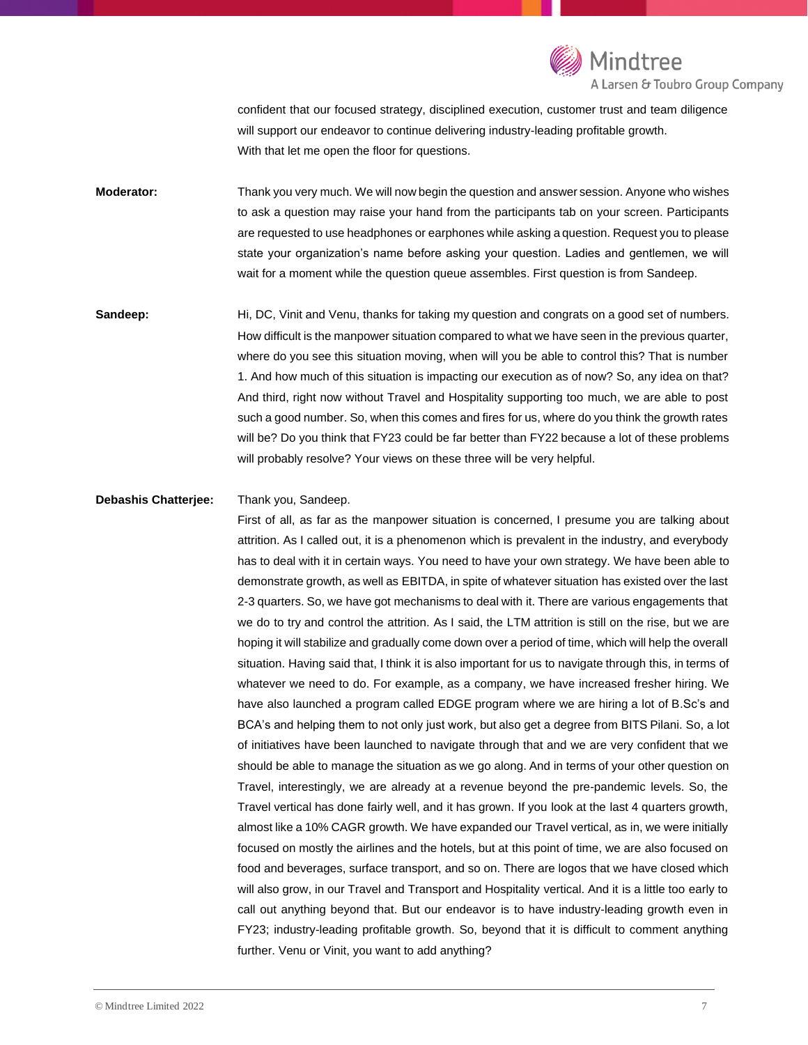confident that our focused strategy, disciplined execution, customer trust and team diligence will support our endeavor to continue delivering industry-leading profitable growth.
With that let me open the floor for questions.

**Moderator:** Thank you very much. We will now begin the question and answer session. Anyone who wishes to ask a question may raise your hand from the participants tab on your screen. Participants are requested to use headphones or earphones while asking a question. Request you to please state your organization's name before asking your question. Ladies and gentlemen, we will wait for a moment while the question queue assembles. First question is from Sandeep.

**Sandeep:** Hi, DC, Vinit and Venu, thanks for taking my question and congrats on a good set of numbers. How difficult is the manpower situation compared to what we have seen in the previous quarter, where do you see this situation moving, when will you be able to control this? That is number 1. And how much of this situation is impacting our execution as of now? So, any idea on that? And third, right now without Travel and Hospitality supporting too much, we are able to post such a good number. So, when this comes and fires for us, where do you think the growth rates will be? Do you think that FY23 could be far better than FY22 because a lot of these problems will probably resolve? Your views on these three will be very helpful.

**Debashis Chatterjee:** Thank you, Sandeep.
First of all, as far as the manpower situation is concerned, I presume you are talking about attrition. As I called out, it is a phenomenon which is prevalent in the industry, and everybody has to deal with it in certain ways. You need to have your own strategy. We have been able to demonstrate growth, as well as EBITDA, in spite of whatever situation has existed over the last 2-3 quarters. So, we have got mechanisms to deal with it. There are various engagements that we do to try and control the attrition. As I said, the LTM attrition is still on the rise, but we are hoping it will stabilize and gradually come down over a period of time, which will help the overall situation. Having said that, I think it is also important for us to navigate through this, in terms of whatever we need to do. For example, as a company, we have increased fresher hiring. We have also launched a program called EDGE program where we are hiring a lot of B.Sc's and BCA's and helping them to not only just work, but also get a degree from BITS Pilani. So, a lot of initiatives have been launched to navigate through that and we are very confident that we should be able to manage the situation as we go along. And in terms of your other question on Travel, interestingly, we are already at a revenue beyond the pre-pandemic levels. So, the Travel vertical has done fairly well, and it has grown. If you look at the last 4 quarters growth, almost like a 10% CAGR growth. We have expanded our Travel vertical, as in, we were initially focused on mostly the airlines and the hotels, but at this point of time, we are also focused on food and beverages, surface transport, and so on. There are logos that we have closed which will also grow, in our Travel and Transport and Hospitality vertical. And it is a little too early to call out anything beyond that. But our endeavor is to have industry-leading growth even in FY23; industry-leading profitable growth. So, beyond that it is difficult to comment anything further. Venu or Vinit, you want to add anything?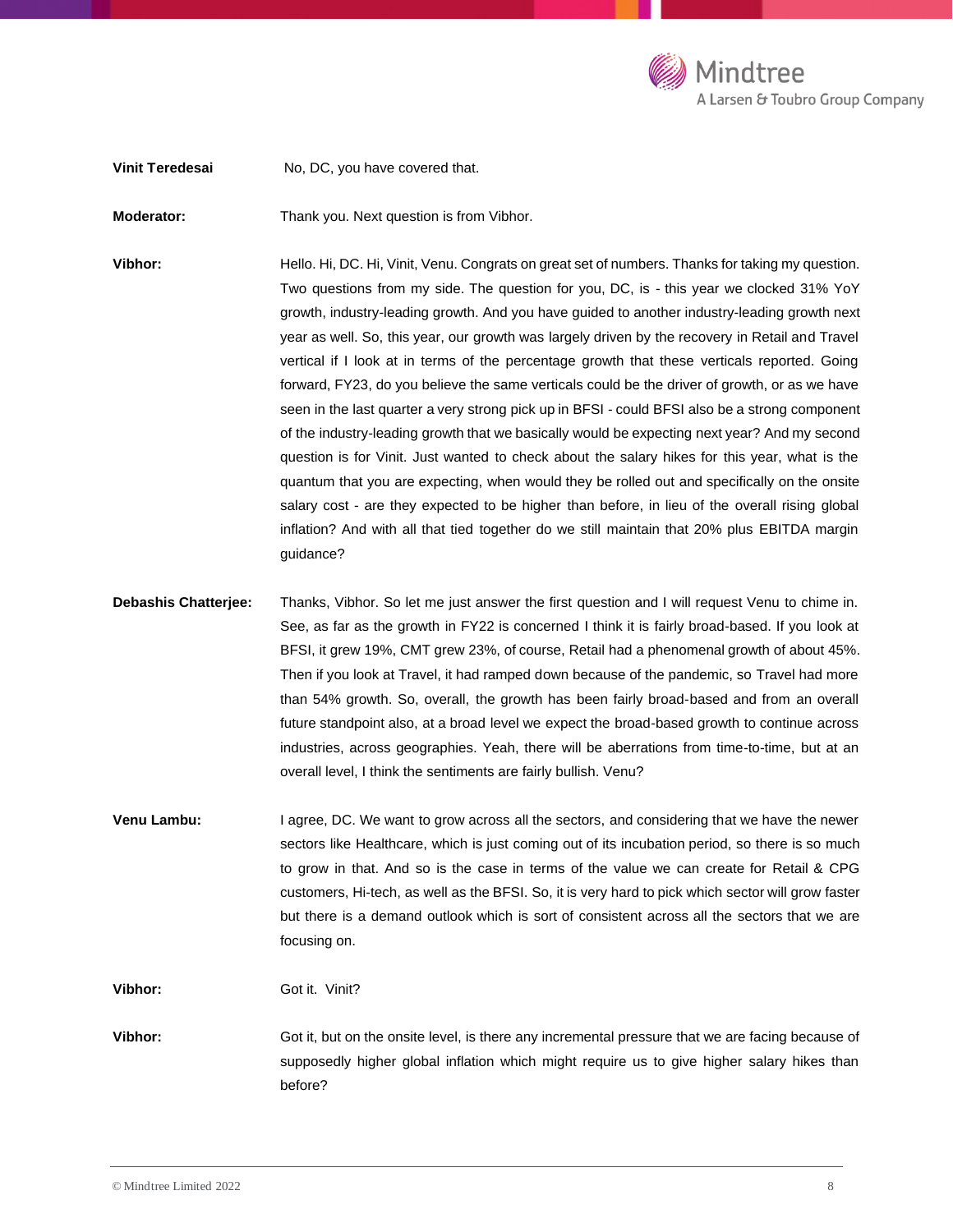**Vinit Teredesai** No, DC, you have covered that.

**Moderator:** Thank you. Next question is from Vibhor.

**Vibhor:** Hello. Hi, DC. Hi, Vinit, Venu. Congrats on great set of numbers. Thanks for taking my question. Two questions from my side. The question for you, DC, is - this year we clocked 31% YoY growth, industry-leading growth. And you have guided to another industry-leading growth next year as well. So, this year, our growth was largely driven by the recovery in Retail and Travel vertical if I look at in terms of the percentage growth that these verticals reported. Going forward, FY23, do you believe the same verticals could be the driver of growth, or as we have seen in the last quarter a very strong pick up in BFSI - could BFSI also be a strong component of the industry-leading growth that we basically would be expecting next year? And my second question is for Vinit. Just wanted to check about the salary hikes for this year, what is the quantum that you are expecting, when would they be rolled out and specifically on the onsite salary cost - are they expected to be higher than before, in lieu of the overall rising global inflation? And with all that tied together do we still maintain that 20% plus EBITDA margin guidance?

**Debashis Chatterjee:** Thanks, Vibhor. So let me just answer the first question and I will request Venu to chime in. See, as far as the growth in FY22 is concerned I think it is fairly broad-based. If you look at BFSI, it grew 19%, CMT grew 23%, of course, Retail had a phenomenal growth of about 45%. Then if you look at Travel, it had ramped down because of the pandemic, so Travel had more than 54% growth. So, overall, the growth has been fairly broad-based and from an overall future standpoint also, at a broad level we expect the broad-based growth to continue across industries, across geographies. Yeah, there will be aberrations from time-to-time, but at an overall level, I think the sentiments are fairly bullish. Venu?

**Venu Lambu:** I agree, DC. We want to grow across all the sectors, and considering that we have the newer sectors like Healthcare, which is just coming out of its incubation period, so there is so much to grow in that. And so is the case in terms of the value we can create for Retail & CPG customers, Hi-tech, as well as the BFSI. So, it is very hard to pick which sector will grow faster but there is a demand outlook which is sort of consistent across all the sectors that we are focusing on.

**Vibhor:** Got it. Vinit?

**Vibhor:** Got it, but on the onsite level, is there any incremental pressure that we are facing because of supposedly higher global inflation which might require us to give higher salary hikes than before?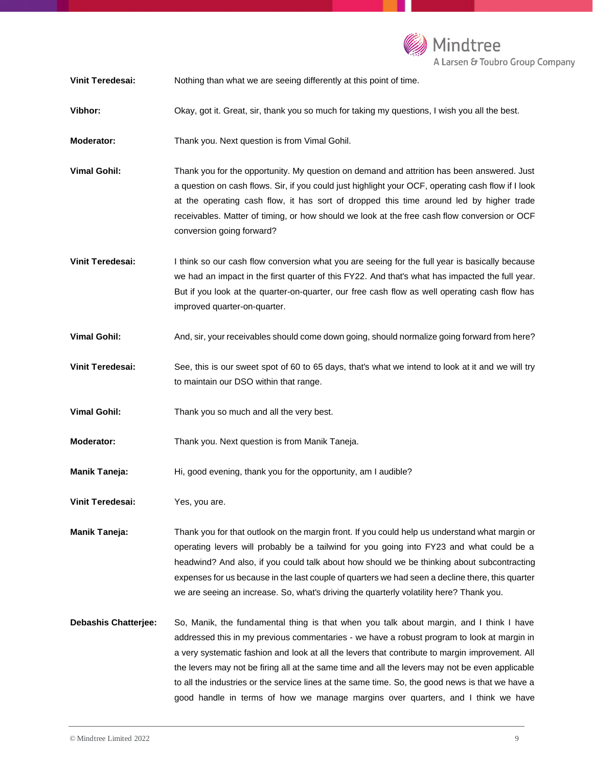**Vinit Teredesai:** Nothing than what we are seeing differently at this point of time.

**Vibhor:** Okay, got it. Great, sir, thank you so much for taking my questions, I wish you all the best.

**Moderator:** Thank you. Next question is from Vimal Gohil.

**Vimal Gohil:** Thank you for the opportunity. My question on demand and attrition has been answered. Just a question on cash flows. Sir, if you could just highlight your OCF, operating cash flow if I look at the operating cash flow, it has sort of dropped this time around led by higher trade receivables. Matter of timing, or how should we look at the free cash flow conversion or OCF conversion going forward?

**Vinit Teredesai:** I think so our cash flow conversion what you are seeing for the full year is basically because we had an impact in the first quarter of this FY22. And that's what has impacted the full year. But if you look at the quarter-on-quarter, our free cash flow as well operating cash flow has improved quarter-on-quarter.

**Vimal Gohil:** And, sir, your receivables should come down going, should normalize going forward from here?

**Vinit Teredesai:** See, this is our sweet spot of 60 to 65 days, that's what we intend to look at it and we will try to maintain our DSO within that range.

**Vimal Gohil:** Thank you so much and all the very best.

**Moderator:** Thank you. Next question is from Manik Taneja.

**Manik Taneja:** Hi, good evening, thank you for the opportunity, am I audible?

**Vinit Teredesai:** Yes, you are.

**Manik Taneja:** Thank you for that outlook on the margin front. If you could help us understand what margin or operating levers will probably be a tailwind for you going into FY23 and what could be a headwind? And also, if you could talk about how should we be thinking about subcontracting expenses for us because in the last couple of quarters we had seen a decline there, this quarter we are seeing an increase. So, what's driving the quarterly volatility here? Thank you.

**Debashis Chatterjee:** So, Manik, the fundamental thing is that when you talk about margin, and I think I have addressed this in my previous commentaries - we have a robust program to look at margin in a very systematic fashion and look at all the levers that contribute to margin improvement. All the levers may not be firing all at the same time and all the levers may not be even applicable to all the industries or the service lines at the same time. So, the good news is that we have a good handle in terms of how we manage margins over quarters, and I think we have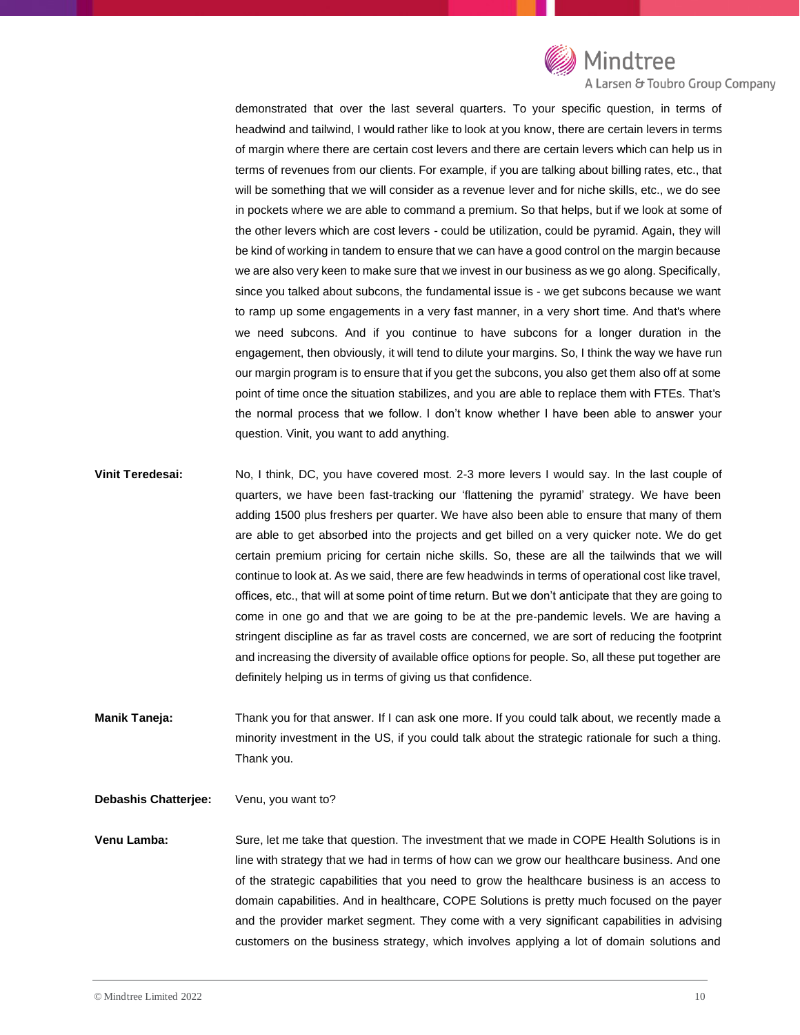demonstrated that over the last several quarters. To your specific question, in terms of headwind and tailwind, I would rather like to look at you know, there are certain levers in terms of margin where there are certain cost levers and there are certain levers which can help us in terms of revenues from our clients. For example, if you are talking about billing rates, etc., that will be something that we will consider as a revenue lever and for niche skills, etc., we do see in pockets where we are able to command a premium. So that helps, but if we look at some of the other levers which are cost levers - could be utilization, could be pyramid. Again, they will be kind of working in tandem to ensure that we can have a good control on the margin because we are also very keen to make sure that we invest in our business as we go along. Specifically, since you talked about subcons, the fundamental issue is - we get subcons because we want to ramp up some engagements in a very fast manner, in a very short time. And that's where we need subcons. And if you continue to have subcons for a longer duration in the engagement, then obviously, it will tend to dilute your margins. So, I think the way we have run our margin program is to ensure that if you get the subcons, you also get them also off at some point of time once the situation stabilizes, and you are able to replace them with FTEs. That's the normal process that we follow. I don't know whether I have been able to answer your question. Vinit, you want to add anything.

**Vinit Teredesai:** No, I think, DC, you have covered most. 2-3 more levers I would say. In the last couple of quarters, we have been fast-tracking our 'flattening the pyramid' strategy. We have been adding 1500 plus freshers per quarter. We have also been able to ensure that many of them are able to get absorbed into the projects and get billed on a very quicker note. We do get certain premium pricing for certain niche skills. So, these are all the tailwinds that we will continue to look at. As we said, there are few headwinds in terms of operational cost like travel, offices, etc., that will at some point of time return. But we don't anticipate that they are going to come in one go and that we are going to be at the pre-pandemic levels. We are having a stringent discipline as far as travel costs are concerned, we are sort of reducing the footprint and increasing the diversity of available office options for people. So, all these put together are definitely helping us in terms of giving us that confidence.

**Manik Taneja:** Thank you for that answer. If I can ask one more. If you could talk about, we recently made a minority investment in the US, if you could talk about the strategic rationale for such a thing. Thank you.

**Debashis Chatterjee:** Venu, you want to?

**Venu Lamba:** Sure, let me take that question. The investment that we made in COPE Health Solutions is in line with strategy that we had in terms of how can we grow our healthcare business. And one of the strategic capabilities that you need to grow the healthcare business is an access to domain capabilities. And in healthcare, COPE Solutions is pretty much focused on the payer and the provider market segment. They come with a very significant capabilities in advising customers on the business strategy, which involves applying a lot of domain solutions and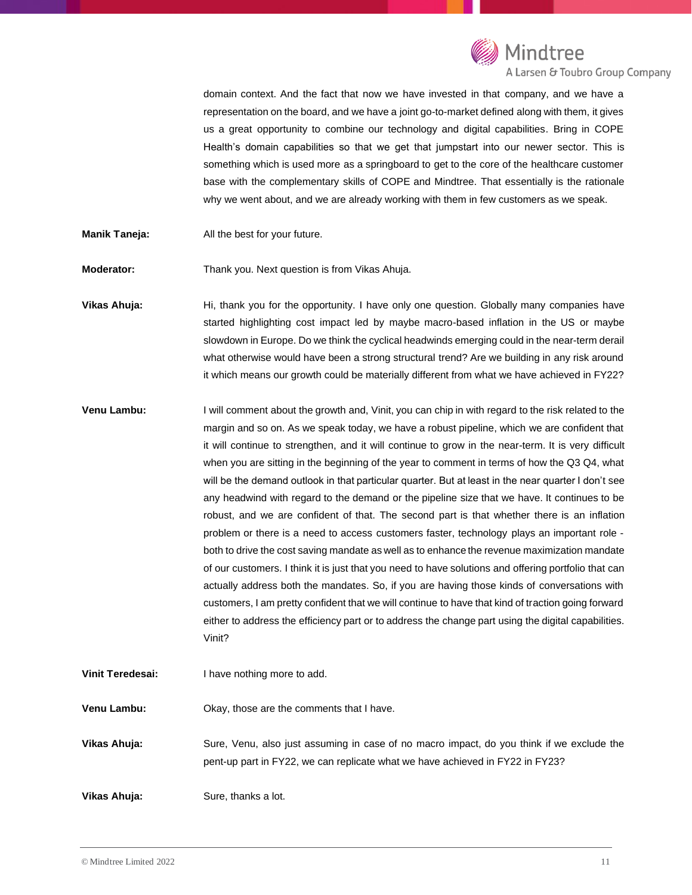domain context. And the fact that now we have invested in that company, and we have a representation on the board, and we have a joint go-to-market defined along with them, it gives us a great opportunity to combine our technology and digital capabilities. Bring in COPE Health's domain capabilities so that we get that jumpstart into our newer sector. This is something which is used more as a springboard to get to the core of the healthcare customer base with the complementary skills of COPE and Mindtree. That essentially is the rationale why we went about, and we are already working with them in few customers as we speak.

**Manik Taneja:** All the best for your future.

**Moderator:** Thank you. Next question is from Vikas Ahuja.

**Vikas Ahuja:** Hi, thank you for the opportunity. I have only one question. Globally many companies have started highlighting cost impact led by maybe macro-based inflation in the US or maybe slowdown in Europe. Do we think the cyclical headwinds emerging could in the near-term derail what otherwise would have been a strong structural trend? Are we building in any risk around it which means our growth could be materially different from what we have achieved in FY22?

**Venu Lambu:** I will comment about the growth and, Vinit, you can chip in with regard to the risk related to the margin and so on. As we speak today, we have a robust pipeline, which we are confident that it will continue to strengthen, and it will continue to grow in the near-term. It is very difficult when you are sitting in the beginning of the year to comment in terms of how the Q3 Q4, what will be the demand outlook in that particular quarter. But at least in the near quarter I don't see any headwind with regard to the demand or the pipeline size that we have. It continues to be robust, and we are confident of that. The second part is that whether there is an inflation problem or there is a need to access customers faster, technology plays an important role - both to drive the cost saving mandate as well as to enhance the revenue maximization mandate of our customers. I think it is just that you need to have solutions and offering portfolio that can actually address both the mandates. So, if you are having those kinds of conversations with customers, I am pretty confident that we will continue to have that kind of traction going forward either to address the efficiency part or to address the change part using the digital capabilities. Vinit?

**Vinit Teredesai:** I have nothing more to add.

**Venu Lambu:** Okay, those are the comments that I have.

**Vikas Ahuja:** Sure, Venu, also just assuming in case of no macro impact, do you think if we exclude the pent-up part in FY22, we can replicate what we have achieved in FY22 in FY23?

**Vikas Ahuja:** Sure, thanks a lot.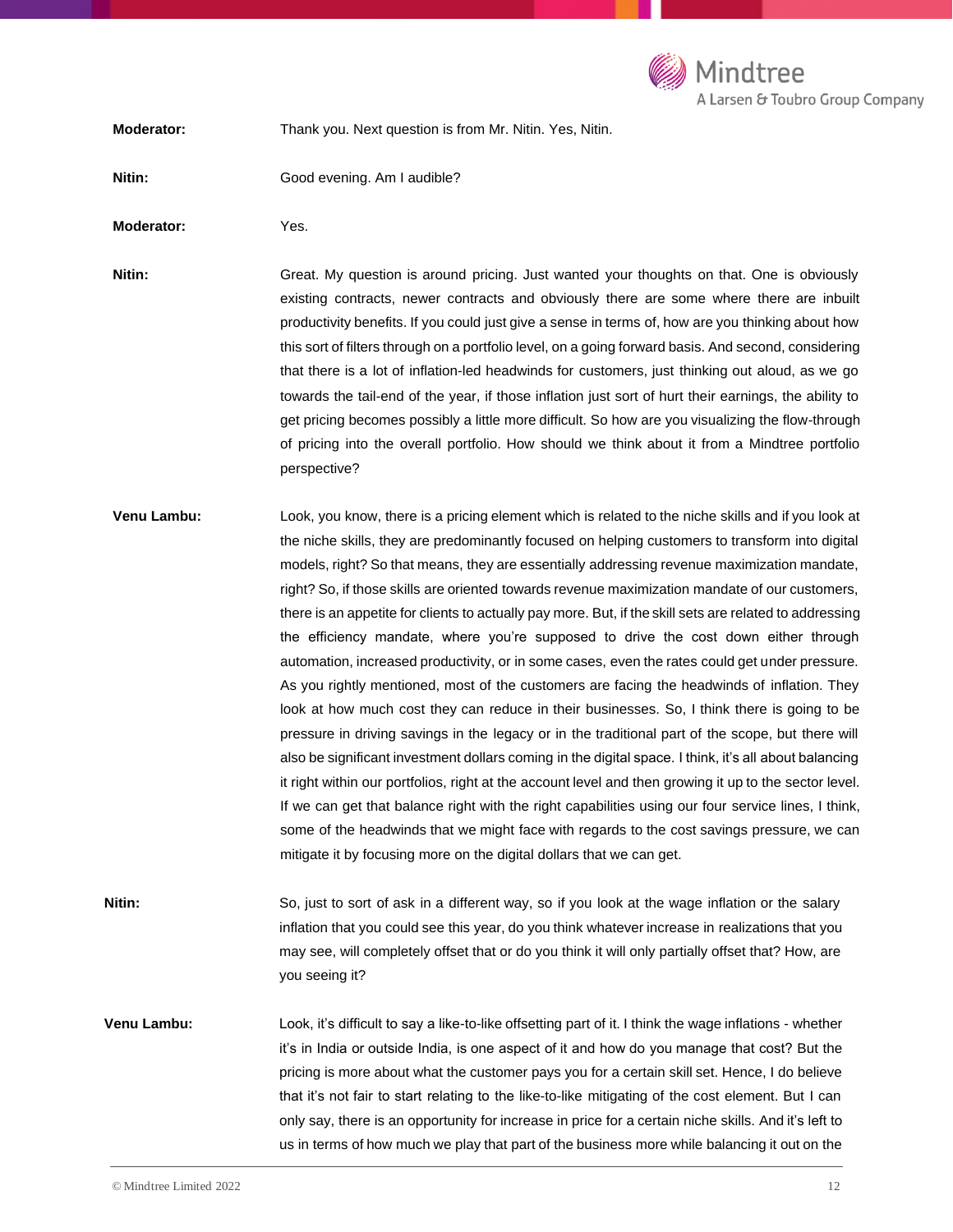**Moderator:** Thank you. Next question is from Mr. Nitin. Yes, Nitin.

**Nitin:** Good evening. Am I audible?

**Moderator:** Yes.

**Nitin:** Great. My question is around pricing. Just wanted your thoughts on that. One is obviously existing contracts, newer contracts and obviously there are some where there are inbuilt productivity benefits. If you could just give a sense in terms of, how are you thinking about how this sort of filters through on a portfolio level, on a going forward basis. And second, considering that there is a lot of inflation-led headwinds for customers, just thinking out loud, as we go towards the tail-end of the year, if those inflation just sort of hurt their earnings, the ability to get pricing becomes possibly a little more difficult. So how are you visualizing the flow-through of pricing into the overall portfolio. How should we think about it from a Mindtree portfolio perspective?

**Venu Lambu:** Look, you know, there is a pricing element which is related to the niche skills and if you look at the niche skills, they are predominantly focused on helping customers to transform into digital models, right? So that means, they are essentially addressing revenue maximization mandate, right? So, if those skills are oriented towards revenue maximization mandate of our customers, there is an appetite for clients to actually pay more. But, if the skill sets are related to addressing the efficiency mandate, where you're supposed to drive the cost down either through automation, increased productivity, or in some cases, even the rates could get under pressure. As you rightly mentioned, most of the customers are facing the headwinds of inflation. They look at how much cost they can reduce in their businesses. So, I think there is going to be pressure in driving savings in the legacy or in the traditional part of the scope, but there will also be significant investment dollars coming in the digital space. I think, it's all about balancing it right within our portfolios, right at the account level and then growing it up to the sector level. If we can get that balance right with the right capabilities using our four service lines, I think, some of the headwinds that we might face with regards to the cost savings pressure, we can mitigate it by focusing more on the digital dollars that we can get.

**Nitin:** So, just to sort of ask in a different way, so if you look at the wage inflation or the salary inflation that you could see this year, do you think whatever increase in realizations that you may see, will completely offset that or do you think it will only partially offset that? How, are you seeing it?

**Venu Lambu:** Look, it's difficult to say a like-to-like offsetting part of it. I think the wage inflations - whether it's in India or outside India, is one aspect of it and how do you manage that cost? But the pricing is more about what the customer pays you for a certain skill set. Hence, I do believe that it's not fair to start relating to the like-to-like mitigating of the cost element. But I can only say, there is an opportunity for increase in price for a certain niche skills. And it's left to us in terms of how much we play that part of the business more while balancing it out on the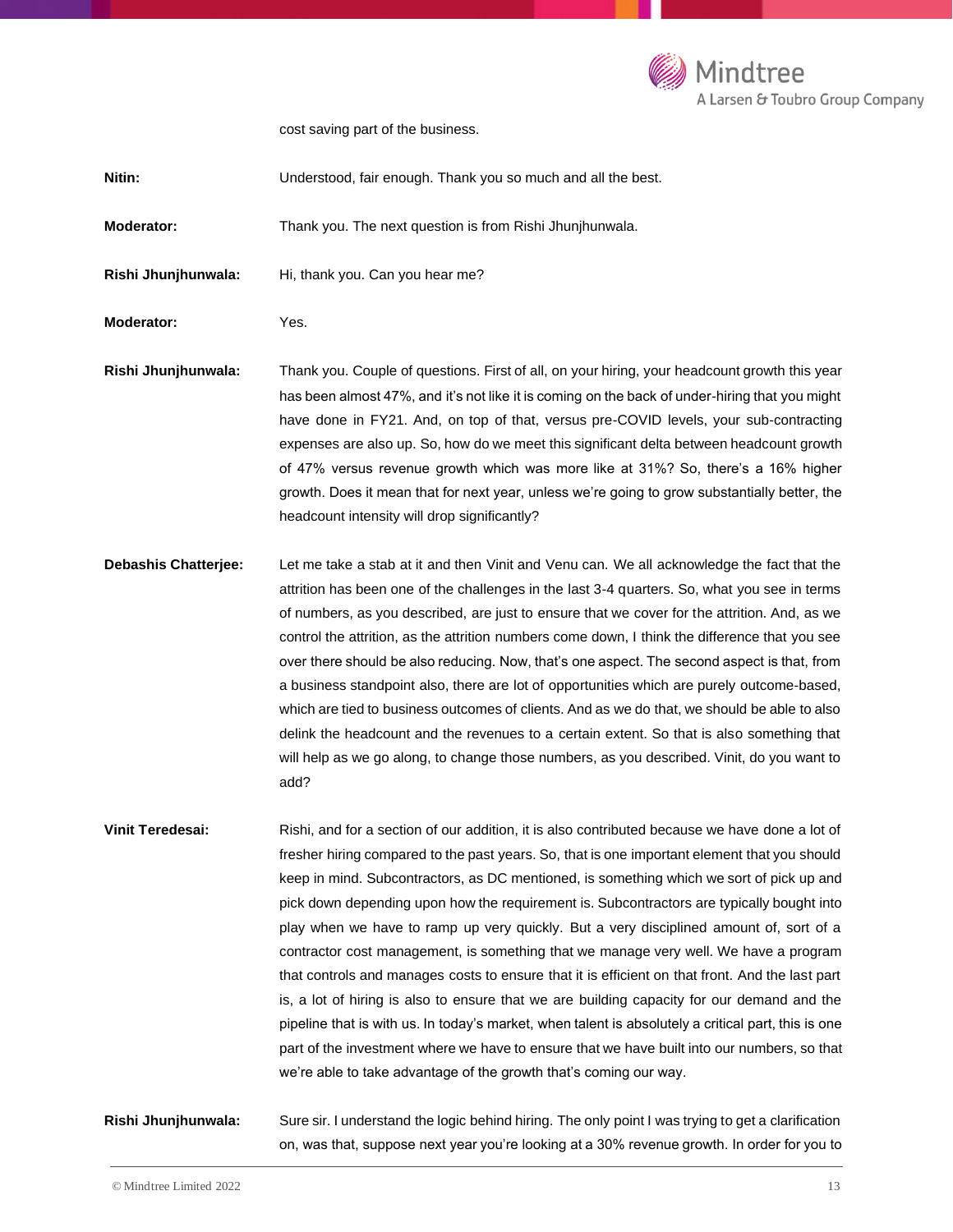cost saving part of the business.

**Nitin:** Understood, fair enough. Thank you so much and all the best.

**Moderator:** Thank you. The next question is from Rishi Jhunjhunwala.

**Rishi Jhunjhunwala:** Hi, thank you. Can you hear me?

**Moderator:** Yes.

**Rishi Jhunjhunwala:** Thank you. Couple of questions. First of all, on your hiring, your headcount growth this year has been almost 47%, and it's not like it is coming on the back of under-hiring that you might have done in FY21. And, on top of that, versus pre-COVID levels, your sub-contracting expenses are also up. So, how do we meet this significant delta between headcount growth of 47% versus revenue growth which was more like at 31%? So, there's a 16% higher growth. Does it mean that for next year, unless we're going to grow substantially better, the headcount intensity will drop significantly?

**Debashis Chatterjee:** Let me take a stab at it and then Vinit and Venu can. We all acknowledge the fact that the attrition has been one of the challenges in the last 3-4 quarters. So, what you see in terms of numbers, as you described, are just to ensure that we cover for the attrition. And, as we control the attrition, as the attrition numbers come down, I think the difference that you see over there should be also reducing. Now, that's one aspect. The second aspect is that, from a business standpoint also, there are lot of opportunities which are purely outcome-based, which are tied to business outcomes of clients. And as we do that, we should be able to also delink the headcount and the revenues to a certain extent. So that is also something that will help as we go along, to change those numbers, as you described. Vinit, do you want to add?

**Vinit Teredesai:** Rishi, and for a section of our addition, it is also contributed because we have done a lot of fresher hiring compared to the past years. So, that is one important element that you should keep in mind. Subcontractors, as DC mentioned, is something which we sort of pick up and pick down depending upon how the requirement is. Subcontractors are typically bought into play when we have to ramp up very quickly. But a very disciplined amount of, sort of a contractor cost management, is something that we manage very well. We have a program that controls and manages costs to ensure that it is efficient on that front. And the last part is, a lot of hiring is also to ensure that we are building capacity for our demand and the pipeline that is with us. In today's market, when talent is absolutely a critical part, this is one part of the investment where we have to ensure that we have built into our numbers, so that we're able to take advantage of the growth that's coming our way.

**Rishi Jhunjhunwala:** Sure sir. I understand the logic behind hiring. The only point I was trying to get a clarification on, was that, suppose next year you're looking at a 30% revenue growth. In order for you to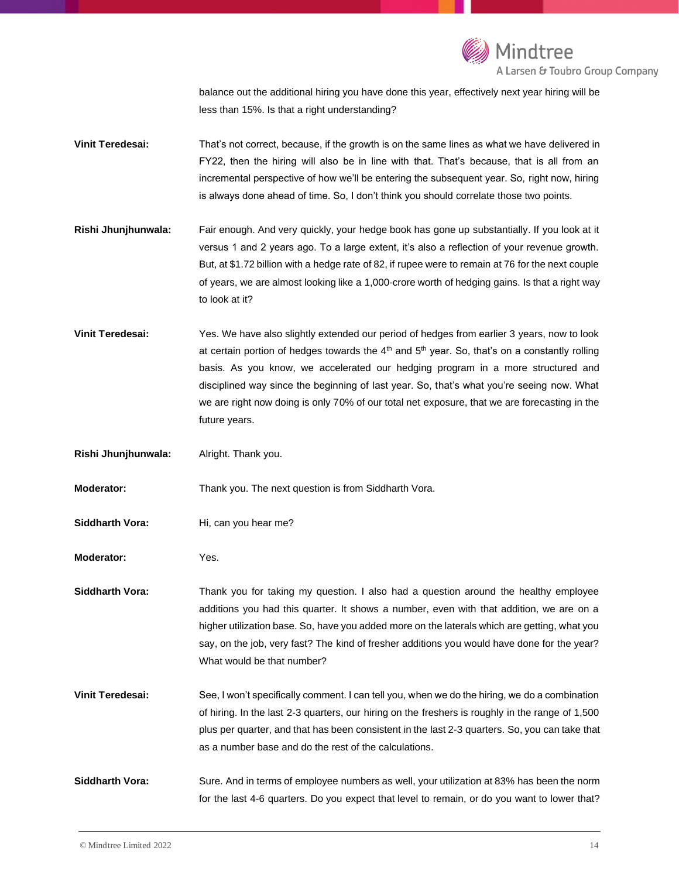balance out the additional hiring you have done this year, effectively next year hiring will be less than 15%. Is that a right understanding?

**Vinit Teredesai:** That's not correct, because, if the growth is on the same lines as what we have delivered in FY22, then the hiring will also be in line with that. That's because, that is all from an incremental perspective of how we'll be entering the subsequent year. So, right now, hiring is always done ahead of time. So, I don't think you should correlate those two points.

**Rishi Jhunjhunwala:** Fair enough. And very quickly, your hedge book has gone up substantially. If you look at it versus 1 and 2 years ago. To a large extent, it's also a reflection of your revenue growth. But, at $1.72 billion with a hedge rate of 82, if rupee were to remain at 76 for the next couple of years, we are almost looking like a 1,000-crore worth of hedging gains. Is that a right way to look at it?

**Vinit Teredesai:** Yes. We have also slightly extended our period of hedges from earlier 3 years, now to look at certain portion of hedges towards the 4th and 5th year. So, that's on a constantly rolling basis. As you know, we accelerated our hedging program in a more structured and disciplined way since the beginning of last year. So, that's what you're seeing now. What we are right now doing is only 70% of our total net exposure, that we are forecasting in the future years.

**Rishi Jhunjhunwala:** Alright. Thank you.

**Moderator:** Thank you. The next question is from Siddharth Vora.

**Siddharth Vora:** Hi, can you hear me?

**Moderator:** Yes.

**Siddharth Vora:** Thank you for taking my question. I also had a question around the healthy employee additions you had this quarter. It shows a number, even with that addition, we are on a higher utilization base. So, have you added more on the laterals which are getting, what you say, on the job, very fast? The kind of fresher additions you would have done for the year? What would be that number?

**Vinit Teredesai:** See, I won't specifically comment. I can tell you, when we do the hiring, we do a combination of hiring. In the last 2-3 quarters, our hiring on the freshers is roughly in the range of 1,500 plus per quarter, and that has been consistent in the last 2-3 quarters. So, you can take that as a number base and do the rest of the calculations.

**Siddharth Vora:** Sure. And in terms of employee numbers as well, your utilization at 83% has been the norm for the last 4-6 quarters. Do you expect that level to remain, or do you want to lower that?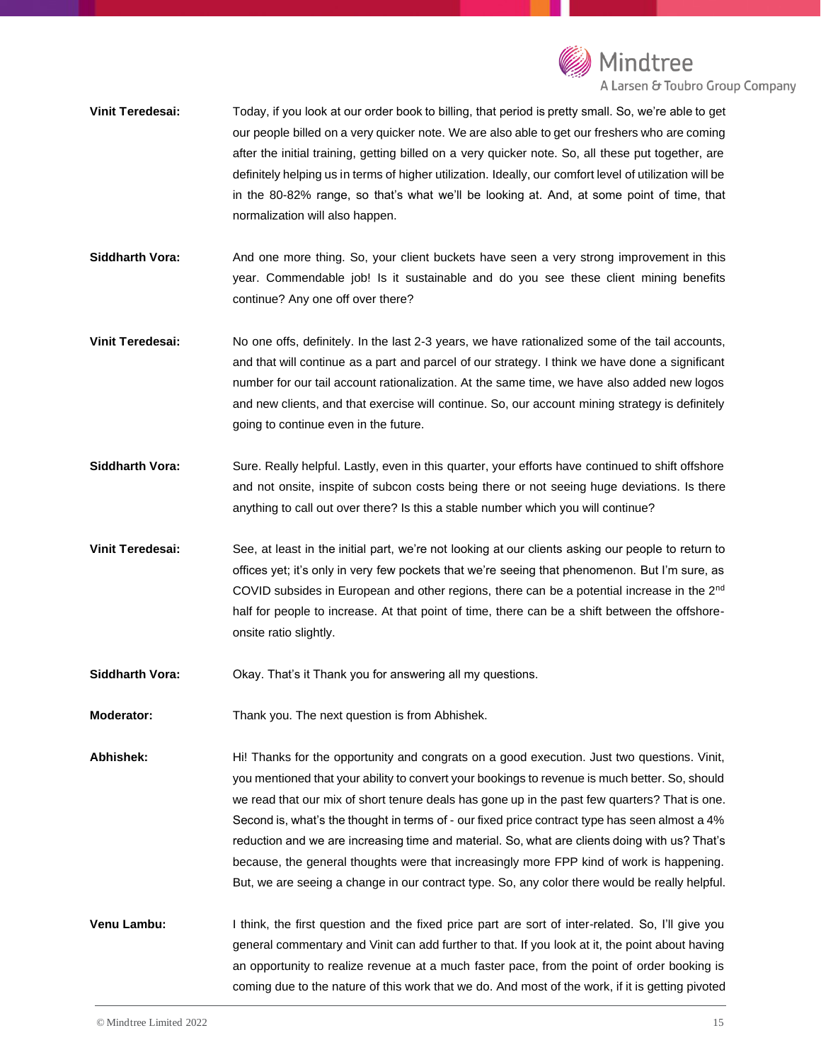**Vinit Teredesai:** Today, if you look at our order book to billing, that period is pretty small. So, we're able to get our people billed on a very quicker note. We are also able to get our freshers who are coming after the initial training, getting billed on a very quicker note. So, all these put together, are definitely helping us in terms of higher utilization. Ideally, our comfort level of utilization will be in the 80-82% range, so that's what we'll be looking at. And, at some point of time, that normalization will also happen.

**Siddharth Vora:** And one more thing. So, your client buckets have seen a very strong improvement in this year. Commendable job! Is it sustainable and do you see these client mining benefits continue? Any one off over there?

**Vinit Teredesai:** No one offs, definitely. In the last 2-3 years, we have rationalized some of the tail accounts, and that will continue as a part and parcel of our strategy. I think we have done a significant number for our tail account rationalization. At the same time, we have also added new logos and new clients, and that exercise will continue. So, our account mining strategy is definitely going to continue even in the future.

**Siddharth Vora:** Sure. Really helpful. Lastly, even in this quarter, your efforts have continued to shift offshore and not onsite, inspite of subcon costs being there or not seeing huge deviations. Is there anything to call out over there? Is this a stable number which you will continue?

**Vinit Teredesai:** See, at least in the initial part, we're not looking at our clients asking our people to return to offices yet; it's only in very few pockets that we're seeing that phenomenon. But I'm sure, as COVID subsides in European and other regions, there can be a potential increase in the 2nd half for people to increase. At that point of time, there can be a shift between the offshore-onsite ratio slightly.

**Siddharth Vora:** Okay. That's it Thank you for answering all my questions.

**Moderator:** Thank you. The next question is from Abhishek.

**Abhishek:** Hi! Thanks for the opportunity and congrats on a good execution. Just two questions. Vinit, you mentioned that your ability to convert your bookings to revenue is much better. So, should we read that our mix of short tenure deals has gone up in the past few quarters? That is one. Second is, what's the thought in terms of - our fixed price contract type has seen almost a 4% reduction and we are increasing time and material. So, what are clients doing with us? That's because, the general thoughts were that increasingly more FPP kind of work is happening. But, we are seeing a change in our contract type. So, any color there would be really helpful.

**Venu Lambu:** I think, the first question and the fixed price part are sort of inter-related. So, I'll give you general commentary and Vinit can add further to that. If you look at it, the point about having an opportunity to realize revenue at a much faster pace, from the point of order booking is coming due to the nature of this work that we do. And most of the work, if it is getting pivoted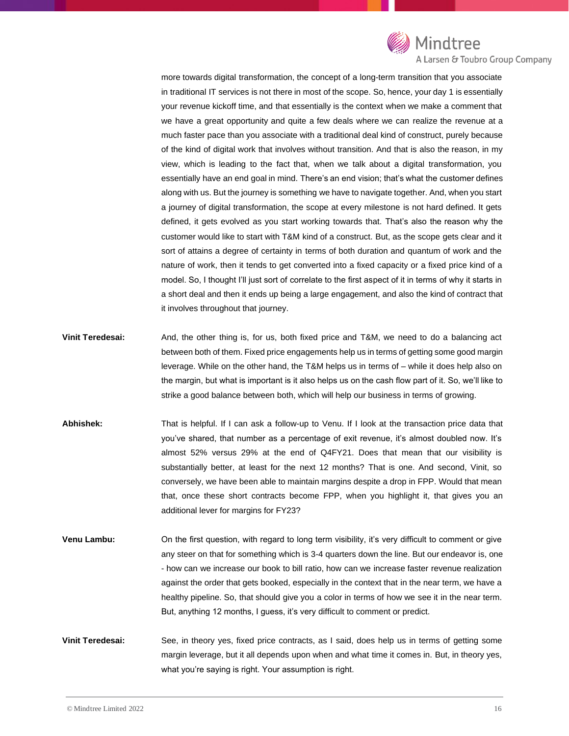more towards digital transformation, the concept of a long-term transition that you associate in traditional IT services is not there in most of the scope. So, hence, your day 1 is essentially your revenue kickoff time, and that essentially is the context when we make a comment that we have a great opportunity and quite a few deals where we can realize the revenue at a much faster pace than you associate with a traditional deal kind of construct, purely because of the kind of digital work that involves without transition. And that is also the reason, in my view, which is leading to the fact that, when we talk about a digital transformation, you essentially have an end goal in mind. There's an end vision; that's what the customer defines along with us. But the journey is something we have to navigate together. And, when you start a journey of digital transformation, the scope at every milestone is not hard defined. It gets defined, it gets evolved as you start working towards that. That's also the reason why the customer would like to start with T&M kind of a construct. But, as the scope gets clear and it sort of attains a degree of certainty in terms of both duration and quantum of work and the nature of work, then it tends to get converted into a fixed capacity or a fixed price kind of a model. So, I thought I'll just sort of correlate to the first aspect of it in terms of why it starts in a short deal and then it ends up being a large engagement, and also the kind of contract that it involves throughout that journey.

**Vinit Teredesai:** And, the other thing is, for us, both fixed price and T&M, we need to do a balancing act between both of them. Fixed price engagements help us in terms of getting some good margin leverage. While on the other hand, the T&M helps us in terms of – while it does help also on the margin, but what is important is it also helps us on the cash flow part of it. So, we'll like to strike a good balance between both, which will help our business in terms of growing.

**Abhishek:** That is helpful. If I can ask a follow-up to Venu. If I look at the transaction price data that you've shared, that number as a percentage of exit revenue, it's almost doubled now. It's almost 52% versus 29% at the end of Q4FY21. Does that mean that our visibility is substantially better, at least for the next 12 months? That is one. And second, Vinit, so conversely, we have been able to maintain margins despite a drop in FPP. Would that mean that, once these short contracts become FPP, when you highlight it, that gives you an additional lever for margins for FY23?

**Venu Lambu:** On the first question, with regard to long term visibility, it's very difficult to comment or give any steer on that for something which is 3-4 quarters down the line. But our endeavor is, one - how can we increase our book to bill ratio, how can we increase faster revenue realization against the order that gets booked, especially in the context that in the near term, we have a healthy pipeline. So, that should give you a color in terms of how we see it in the near term. But, anything 12 months, I guess, it's very difficult to comment or predict.

**Vinit Teredesai:** See, in theory yes, fixed price contracts, as I said, does help us in terms of getting some margin leverage, but it all depends upon when and what time it comes in. But, in theory yes, what you're saying is right. Your assumption is right.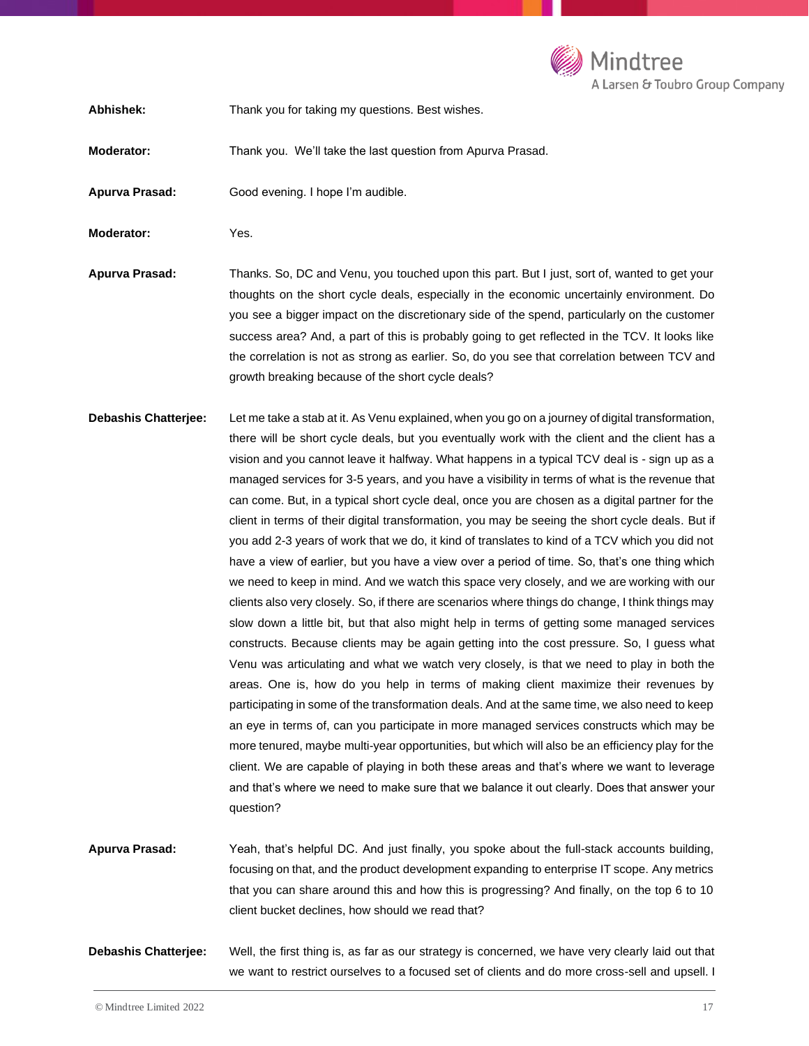**Abhishek:** Thank you for taking my questions. Best wishes.

**Moderator:** Thank you. We'll take the last question from Apurva Prasad.

**Apurva Prasad:** Good evening. I hope I'm audible.

**Moderator:** Yes.

**Apurva Prasad:** Thanks. So, DC and Venu, you touched upon this part. But I just, sort of, wanted to get your thoughts on the short cycle deals, especially in the economic uncertainly environment. Do you see a bigger impact on the discretionary side of the spend, particularly on the customer success area? And, a part of this is probably going to get reflected in the TCV. It looks like the correlation is not as strong as earlier. So, do you see that correlation between TCV and growth breaking because of the short cycle deals?

**Debashis Chatterjee:** Let me take a stab at it. As Venu explained, when you go on a journey of digital transformation, there will be short cycle deals, but you eventually work with the client and the client has a vision and you cannot leave it halfway. What happens in a typical TCV deal is - sign up as a managed services for 3-5 years, and you have a visibility in terms of what is the revenue that can come. But, in a typical short cycle deal, once you are chosen as a digital partner for the client in terms of their digital transformation, you may be seeing the short cycle deals. But if you add 2-3 years of work that we do, it kind of translates to kind of a TCV which you did not have a view of earlier, but you have a view over a period of time. So, that's one thing which we need to keep in mind. And we watch this space very closely, and we are working with our clients also very closely. So, if there are scenarios where things do change, I think things may slow down a little bit, but that also might help in terms of getting some managed services constructs. Because clients may be again getting into the cost pressure. So, I guess what Venu was articulating and what we watch very closely, is that we need to play in both the areas. One is, how do you help in terms of making client maximize their revenues by participating in some of the transformation deals. And at the same time, we also need to keep an eye in terms of, can you participate in more managed services constructs which may be more tenured, maybe multi-year opportunities, but which will also be an efficiency play for the client. We are capable of playing in both these areas and that's where we want to leverage and that's where we need to make sure that we balance it out clearly. Does that answer your question?

**Apurva Prasad:** Yeah, that's helpful DC. And just finally, you spoke about the full-stack accounts building, focusing on that, and the product development expanding to enterprise IT scope. Any metrics that you can share around this and how this is progressing? And finally, on the top 6 to 10 client bucket declines, how should we read that?

**Debashis Chatterjee:** Well, the first thing is, as far as our strategy is concerned, we have very clearly laid out that we want to restrict ourselves to a focused set of clients and do more cross-sell and upsell. I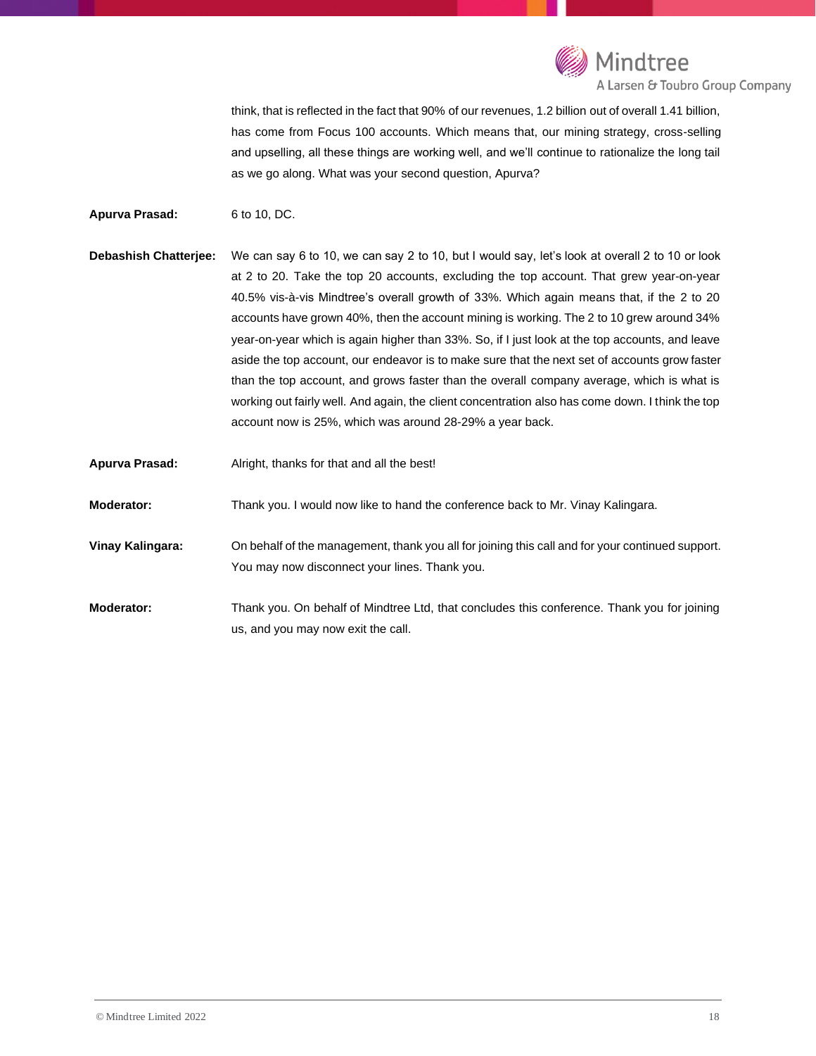think, that is reflected in the fact that 90% of our revenues, 1.2 billion out of overall 1.41 billion, has come from Focus 100 accounts. Which means that, our mining strategy, cross-selling and upselling, all these things are working well, and we'll continue to rationalize the long tail as we go along. What was your second question, Apurva?

**Apurva Prasad:** 6 to 10, DC.

**Debashish Chatterjee:** We can say 6 to 10, we can say 2 to 10, but I would say, let's look at overall 2 to 10 or look at 2 to 20. Take the top 20 accounts, excluding the top account. That grew year-on-year 40.5% vis-à-vis Mindtree's overall growth of 33%. Which again means that, if the 2 to 20 accounts have grown 40%, then the account mining is working. The 2 to 10 grew around 34% year-on-year which is again higher than 33%. So, if I just look at the top accounts, and leave aside the top account, our endeavor is to make sure that the next set of accounts grow faster than the top account, and grows faster than the overall company average, which is what is working out fairly well. And again, the client concentration also has come down. I think the top account now is 25%, which was around 28-29% a year back.

**Apurva Prasad:** Alright, thanks for that and all the best!

**Moderator:** Thank you. I would now like to hand the conference back to Mr. Vinay Kalingara.

**Vinay Kalingara:** On behalf of the management, thank you all for joining this call and for your continued support. You may now disconnect your lines. Thank you.

**Moderator:** Thank you. On behalf of Mindtree Ltd, that concludes this conference. Thank you for joining us, and you may now exit the call.